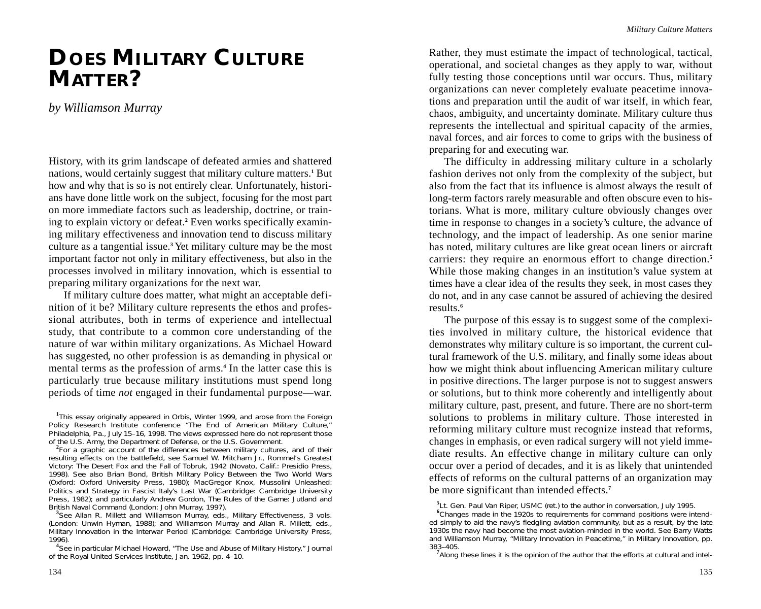# Does Military Culture Matter?

*by Williamson Murray*

History, with its grim landscape of defeated armies and shattered nations, would certainly suggest that military culture matters.[1] But how and why that is so is not entirely clear. Unfortunately, historians have done little work on the subject, focusing for the most part on more immediate factors such as leadership, doctrine, or training to explain victory or defeat.[2] Even works specifically examining military effectiveness and innovation tend to discuss military culture as a tangential issue.[3] Yet military culture may be the most important factor not only in military effectiveness, but also in the processes involved in military innovation, which is essential to preparing military organizations for the next war.

If military culture does matter, what might an acceptable definition of it be? Military culture represents the ethos and professional attributes, both in terms of experience and intellectual study, that contribute to a common core understanding of the nature of war within military organizations. As Michael Howard has suggested, no other profession is as demanding in physical or mental terms as the profession of arms.[4] In the latter case this is particularly true because military institutions must spend long periods of time *not* engaged in their fundamental purpose—war. Rather, they must estimate the impact of technological, tactical, operational, and societal changes as they apply to war, without fully testing those conceptions until war occurs. Thus, military organizations can never completely evaluate peacetime innovations and preparation until the audit of war itself, in which fear, chaos, ambiguity, and uncertainty dominate. Military culture thus represents the intellectual and spiritual capacity of the armies, naval forces, and air forces to come to grips with the business of preparing for and executing war.

The difficulty in addressing military culture in a scholarly fashion derives not only from the complexity of the subject, but also from the fact that its influence is almost always the result of long-term factors rarely measurable and often obscure even to historians. What is more, military culture obviously changes over time in response to changes in a society's culture, the advance of technology, and the impact of leadership. As one senior marine has noted, military cultures are like great ocean liners or aircraft carriers: they require an enormous effort to change direction.[5] While those making changes in an institution's value system at times have a clear idea of the results they seek, in most cases they do not, and in any case cannot be assured of achieving the desired results.[6]

The purpose of this essay is to suggest some of the complexities involved in military culture, the historical evidence that demonstrates why military culture is so important, the current cultural framework of the U.S. military, and finally some ideas about how we might think about influencing American military culture in positive directions. The larger purpose is not to suggest answers or solutions, but to think more coherently and intelligently about military culture, past, present, and future. There are no short-term solutions to problems in military culture. Those interested in reforming military culture must recognize instead that reforms, changes in emphasis, or even radical surgery will not yield immediate results. An effective change in military culture can only occur over a period of decades, and it is as likely that unintended effects of reforms on the cultural patterns of an organization may be more significant than intended effects.[7]

[1] This essay originally appeared in Orbis, Winter 1999, and arose from the Foreign Policy Research Institute conference "The End of American Military Culture," Philadelphia, Pa., July 15–16, 1998. The views expressed here do not represent those of the U.S. Army, the Department of Defense, or the U.S. Government.

[2] For a graphic account of the differences between military cultures, and of their resulting effects on the battlefield, see Samuel W. Mitcham Jr., Rommel's Greatest Victory: The Desert Fox and the Fall of Tobruk, 1942 (Novato, Calif.: Presidio Press, 1998). See also Brian Bond, British Military Policy Between the Two World Wars (Oxford: Oxford University Press, 1980); MacGregor Knox, Mussolini Unleashed: Politics and Strategy in Fascist Italy's Last War (Cambridge: Cambridge University Press, 1982); and particularly Andrew Gordon, The Rules of the Game: Jutland and British Naval Command (London: John Murray, 1997).

[3] See Allan R. Millett and Williamson Murray, eds., Military Effectiveness, 3 vols. (London: Unwin Hyman, 1988); and Williamson Murray and Allan R. Millett, eds., Military Innovation in the Interwar Period (Cambridge: Cambridge University Press, 1996).

[4] See in particular Michael Howard, "The Use and Abuse of Military History," Journal of the Royal United Services Institute, Jan. 1962, pp. 4–10.

[5] Lt. Gen. Paul Van Riper, USMC (ret.) to the author in conversation, July 1995.

[6] Changes made in the 1920s to requirements for command positions were intended simply to aid the navy's fledgling aviation community, but as a result, by the late 1930s the navy had become the most aviation-minded in the world. See Barry Watts and Williamson Murray, "Military Innovation in Peacetime," in Military Innovation, pp. 383–405.

[7] Along these lines it is the opinion of the author that the efforts at cultural and intel-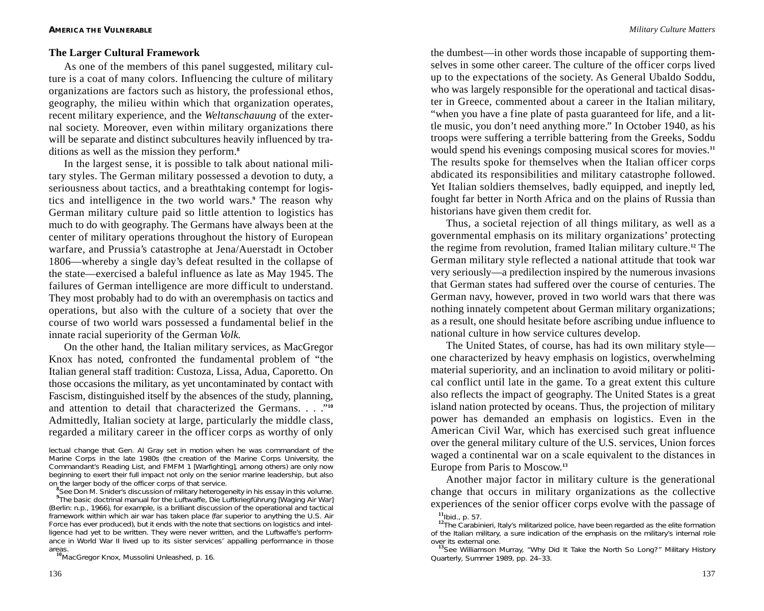## The Larger Cultural Framework

As one of the members of this panel suggested, military culture is a coat of many colors. Influencing the culture of military organizations are factors such as history, the professional ethos, geography, the milieu within which that organization operates, recent military experience, and the *Weltanschauung* of the external society. Moreover, even within military organizations there will be separate and distinct subcultures heavily influenced by traditions as well as the mission they perform.[8]

In the largest sense, it is possible to talk about national military styles. The German military possessed a devotion to duty, a seriousness about tactics, and a breathtaking contempt for logistics and intelligence in the two world wars.[9] The reason why German military culture paid so little attention to logistics has much to do with geography. The Germans have always been at the center of military operations throughout the history of European warfare, and Prussia's catastrophe at Jena/Auerstadt in October 1806—whereby a single day's defeat resulted in the collapse of the state—exercised a baleful influence as late as May 1945. The failures of German intelligence are more difficult to understand. They most probably had to do with an overemphasis on tactics and operations, but also with the culture of a society that over the course of two world wars possessed a fundamental belief in the innate racial superiority of the German *Volk.*

On the other hand, the Italian military services, as MacGregor Knox has noted, confronted the fundamental problem of "the Italian general staff tradition: Custoza, Lissa, Adua, Caporetto. On those occasions the military, as yet uncontaminated by contact with Fascism, distinguished itself by the absences of the study, planning, and attention to detail that characterized the Germans. . . ."[10] Admittedly, Italian society at large, particularly the middle class, regarded a military career in the officer corps as worthy of only the dumbest—in other words those incapable of supporting themselves in some other career. The culture of the officer corps lived up to the expectations of the society. As General Ubaldo Soddu, who was largely responsible for the operational and tactical disaster in Greece, commented about a career in the Italian military, "when you have a fine plate of pasta guaranteed for life, and a little music, you don't need anything more." In October 1940, as his troops were suffering a terrible battering from the Greeks, Soddu would spend his evenings composing musical scores for movies.[11] The results spoke for themselves when the Italian officer corps abdicated its responsibilities and military catastrophe followed. Yet Italian soldiers themselves, badly equipped, and ineptly led, fought far better in North Africa and on the plains of Russia than historians have given them credit for.

Thus, a societal rejection of all things military, as well as a governmental emphasis on its military organizations' protecting the regime from revolution, framed Italian military culture.[12] The German military style reflected a national attitude that took war very seriously—a predilection inspired by the numerous invasions that German states had suffered over the course of centuries. The German navy, however, proved in two world wars that there was nothing innately competent about German military organizations; as a result, one should hesitate before ascribing undue influence to national culture in how service cultures develop.

The United States, of course, has had its own military style—one characterized by heavy emphasis on logistics, overwhelming material superiority, and an inclination to avoid military or political conflict until late in the game. To a great extent this culture also reflects the impact of geography. The United States is a great island nation protected by oceans. Thus, the projection of military power has demanded an emphasis on logistics. Even in the American Civil War, which has exercised such great influence over the general military culture of the U.S. services, Union forces waged a continental war on a scale equivalent to the distances in Europe from Paris to Moscow.[13]

Another major factor in military culture is the generational change that occurs in military organizations as the collective experiences of the senior officer corps evolve with the passage of

lectual change that Gen. Al Gray set in motion when he was commandant of the Marine Corps in the late 1980s (the creation of the Marine Corps University, the Commandant's Reading List, and FMFM 1 [Warfighting], among others) are only now beginning to exert their full impact not only on the senior marine leadership, but also on the larger body of the officer corps of that service.

[8] See Don M. Snider's discussion of military heterogeneity in his essay in this volume.

[9] The basic doctrinal manual for the Luftwaffe, Die Luftkriegführung [Waging Air War] (Berlin: n.p., 1966), for example, is a brilliant discussion of the operational and tactical framework within which air war has taken place (far superior to anything the U.S. Air Force has ever produced), but it ends with the note that sections on logistics and intelligence had yet to be written. They were never written, and the Luftwaffe's performance in World War II lived up to its sister services' appalling performance in those areas.

[10] MacGregor Knox, Mussolini Unleashed, p. 16.

[11] Ibid., p. 57.

[12] The Carabinieri, Italy's militarized police, have been regarded as the elite formation of the Italian military, a sure indication of the emphasis on the military's internal role over its external one.

[13] See Williamson Murray, "Why Did It Take the North So Long?" Military History Quarterly, Summer 1989, pp. 24–33.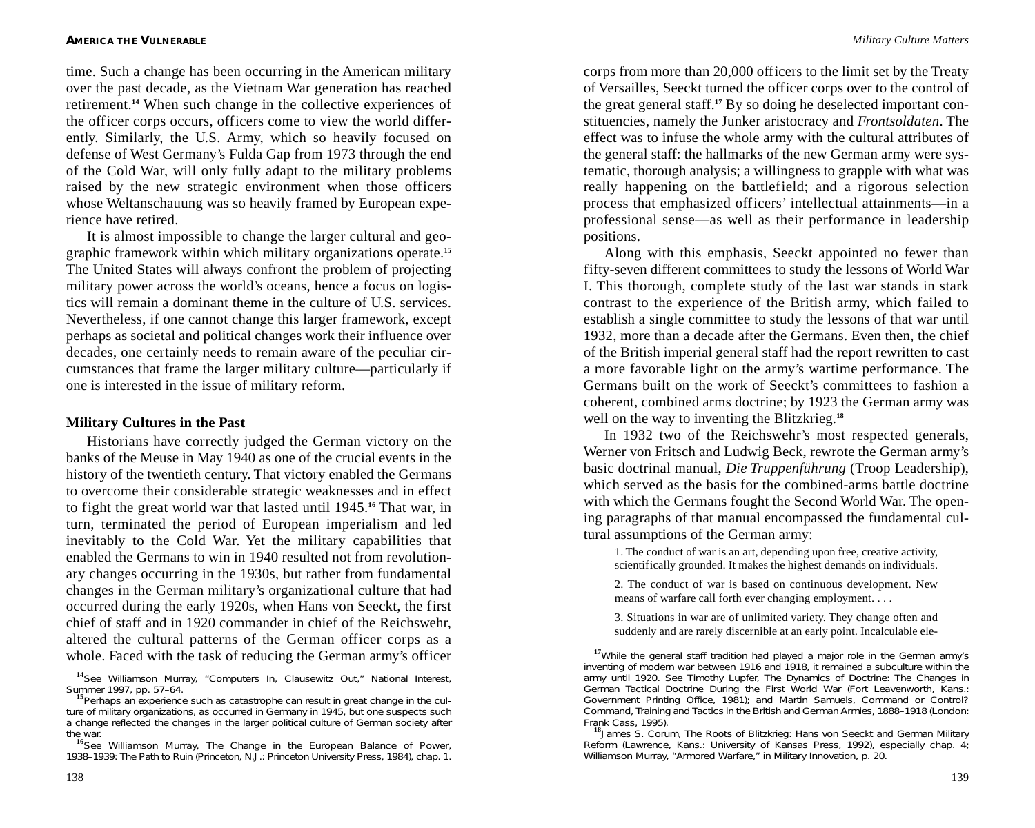time. Such a change has been occurring in the American military over the past decade, as the Vietnam War generation has reached retirement.[14] When such change in the collective experiences of the officer corps occurs, officers come to view the world differently. Similarly, the U.S. Army, which so heavily focused on defense of West Germany's Fulda Gap from 1973 through the end of the Cold War, will only fully adapt to the military problems raised by the new strategic environment when those officers whose Weltanschauung was so heavily framed by European experience have retired.

It is almost impossible to change the larger cultural and geographic framework within which military organizations operate.[15] The United States will always confront the problem of projecting military power across the world's oceans, hence a focus on logistics will remain a dominant theme in the culture of U.S. services. Nevertheless, if one cannot change this larger framework, except perhaps as societal and political changes work their influence over decades, one certainly needs to remain aware of the peculiar circumstances that frame the larger military culture—particularly if one is interested in the issue of military reform.

## Military Cultures in the Past

Historians have correctly judged the German victory on the banks of the Meuse in May 1940 as one of the crucial events in the history of the twentieth century. That victory enabled the Germans to overcome their considerable strategic weaknesses and in effect to fight the great world war that lasted until 1945.[16] That war, in turn, terminated the period of European imperialism and led inevitably to the Cold War. Yet the military capabilities that enabled the Germans to win in 1940 resulted not from revolutionary changes occurring in the 1930s, but rather from fundamental changes in the German military's organizational culture that had occurred during the early 1920s, when Hans von Seeckt, the first chief of staff and in 1920 commander in chief of the Reichswehr, altered the cultural patterns of the German officer corps as a whole. Faced with the task of reducing the German army's officer corps from more than 20,000 officers to the limit set by the Treaty of Versailles, Seeckt turned the officer corps over to the control of the great general staff.[17] By so doing he deselected important constituencies, namely the Junker aristocracy and *Frontsoldaten*. The effect was to infuse the whole army with the cultural attributes of the general staff: the hallmarks of the new German army were systematic, thorough analysis; a willingness to grapple with what was really happening on the battlefield; and a rigorous selection process that emphasized officers' intellectual attainments—in a professional sense—as well as their performance in leadership positions.

Along with this emphasis, Seeckt appointed no fewer than fifty-seven different committees to study the lessons of World War I. This thorough, complete study of the last war stands in stark contrast to the experience of the British army, which failed to establish a single committee to study the lessons of that war until 1932, more than a decade after the Germans. Even then, the chief of the British imperial general staff had the report rewritten to cast a more favorable light on the army's wartime performance. The Germans built on the work of Seeckt's committees to fashion a coherent, combined arms doctrine; by 1923 the German army was well on the way to inventing the Blitzkrieg.[18]

In 1932 two of the Reichswehr's most respected generals, Werner von Fritsch and Ludwig Beck, rewrote the German army's basic doctrinal manual, *Die Truppenführung* (Troop Leadership), which served as the basis for the combined-arms battle doctrine with which the Germans fought the Second World War. The opening paragraphs of that manual encompassed the fundamental cultural assumptions of the German army:

> 1. The conduct of war is an art, depending upon free, creative activity, scientifically grounded. It makes the highest demands on individuals.
>
> 2. The conduct of war is based on continuous development. New means of warfare call forth ever changing employment. . . .
>
> 3. Situations in war are of unlimited variety. They change often and suddenly and are rarely discernible at an early point. Incalculable ele-

---

[14] See Williamson Murray, "Computers In, Clausewitz Out," National Interest, Summer 1997, pp. 57–64.

[15] Perhaps an experience such as catastrophe can result in great change in the culture of military organizations, as occurred in Germany in 1945, but one suspects such a change reflected the changes in the larger political culture of German society after the war.

[16] See Williamson Murray, The Change in the European Balance of Power, 1938–1939: The Path to Ruin (Princeton, N.J.: Princeton University Press, 1984), chap. 1.

[17] While the general staff tradition had played a major role in the German army's inventing of modern war between 1916 and 1918, it remained a subculture within the army until 1920. See Timothy Lupfer, The Dynamics of Doctrine: The Changes in German Tactical Doctrine During the First World War (Fort Leavenworth, Kans.: Government Printing Office, 1981); and Martin Samuels, Command or Control? Command, Training and Tactics in the British and German Armies, 1888–1918 (London: Frank Cass, 1995).

[18] James S. Corum, The Roots of Blitzkrieg: Hans von Seeckt and German Military Reform (Lawrence, Kans.: University of Kansas Press, 1992), especially chap. 4; Williamson Murray, "Armored Warfare," in Military Innovation, p. 20.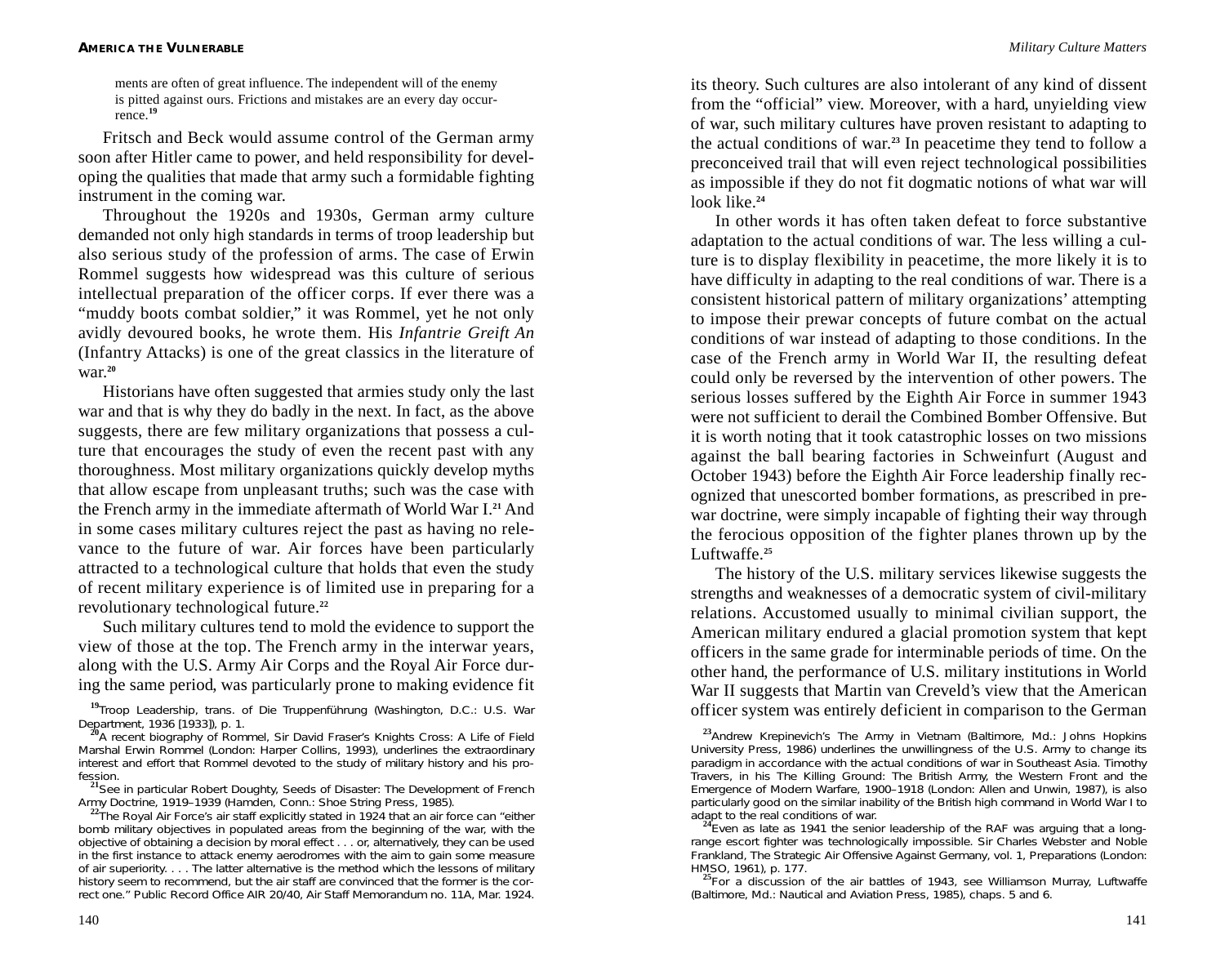ments are often of great influence. The independent will of the enemy is pitted against ours. Frictions and mistakes are an every day occurrence.[19]

Fritsch and Beck would assume control of the German army soon after Hitler came to power, and held responsibility for developing the qualities that made that army such a formidable fighting instrument in the coming war.

Throughout the 1920s and 1930s, German army culture demanded not only high standards in terms of troop leadership but also serious study of the profession of arms. The case of Erwin Rommel suggests how widespread was this culture of serious intellectual preparation of the officer corps. If ever there was a "muddy boots combat soldier," it was Rommel, yet he not only avidly devoured books, he wrote them. His *Infantrie Greift An* (Infantry Attacks) is one of the great classics in the literature of war.[20]

Historians have often suggested that armies study only the last war and that is why they do badly in the next. In fact, as the above suggests, there are few military organizations that possess a culture that encourages the study of even the recent past with any thoroughness. Most military organizations quickly develop myths that allow escape from unpleasant truths; such was the case with the French army in the immediate aftermath of World War I.[21] And in some cases military cultures reject the past as having no relevance to the future of war. Air forces have been particularly attracted to a technological culture that holds that even the study of recent military experience is of limited use in preparing for a revolutionary technological future.[22]

Such military cultures tend to mold the evidence to support the view of those at the top. The French army in the interwar years, along with the U.S. Army Air Corps and the Royal Air Force during the same period, was particularly prone to making evidence fit its theory. Such cultures are also intolerant of any kind of dissent from the "official" view. Moreover, with a hard, unyielding view of war, such military cultures have proven resistant to adapting to the actual conditions of war.[23] In peacetime they tend to follow a preconceived trail that will even reject technological possibilities as impossible if they do not fit dogmatic notions of what war will look like.[24]

In other words it has often taken defeat to force substantive adaptation to the actual conditions of war. The less willing a culture is to display flexibility in peacetime, the more likely it is to have difficulty in adapting to the real conditions of war. There is a consistent historical pattern of military organizations' attempting to impose their prewar concepts of future combat on the actual conditions of war instead of adapting to those conditions. In the case of the French army in World War II, the resulting defeat could only be reversed by the intervention of other powers. The serious losses suffered by the Eighth Air Force in summer 1943 were not sufficient to derail the Combined Bomber Offensive. But it is worth noting that it took catastrophic losses on two missions against the ball bearing factories in Schweinfurt (August and October 1943) before the Eighth Air Force leadership finally recognized that unescorted bomber formations, as prescribed in prewar doctrine, were simply incapable of fighting their way through the ferocious opposition of the fighter planes thrown up by the Luftwaffe.[25]

The history of the U.S. military services likewise suggests the strengths and weaknesses of a democratic system of civil-military relations. Accustomed usually to minimal civilian support, the American military endured a glacial promotion system that kept officers in the same grade for interminable periods of time. On the other hand, the performance of U.S. military institutions in World War II suggests that Martin van Creveld's view that the American officer system was entirely deficient in comparison to the German

---

[19] Troop Leadership, trans. of Die Truppenführung (Washington, D.C.: U.S. War Department, 1936 [1933]), p. 1.

[20] A recent biography of Rommel, Sir David Fraser's Knights Cross: A Life of Field Marshal Erwin Rommel (London: Harper Collins, 1993), underlines the extraordinary interest and effort that Rommel devoted to the study of military history and his profession.

[21] See in particular Robert Doughty, Seeds of Disaster: The Development of French Army Doctrine, 1919–1939 (Hamden, Conn.: Shoe String Press, 1985).

[22] The Royal Air Force's air staff explicitly stated in 1924 that an air force can "either bomb military objectives in populated areas from the beginning of the war, with the objective of obtaining a decision by moral effect . . . or, alternatively, they can be used in the first instance to attack enemy aerodromes with the aim to gain some measure of air superiority. . . . The latter alternative is the method which the lessons of military history seem to recommend, but the air staff are convinced that the former is the correct one." Public Record Office AIR 20/40, Air Staff Memorandum no. 11A, Mar. 1924.

[23] Andrew Krepinevich's The Army in Vietnam (Baltimore, Md.: Johns Hopkins University Press, 1986) underlines the unwillingness of the U.S. Army to change its paradigm in accordance with the actual conditions of war in Southeast Asia. Timothy Travers, in his The Killing Ground: The British Army, the Western Front and the Emergence of Modern Warfare, 1900–1918 (London: Allen and Unwin, 1987), is also particularly good on the similar inability of the British high command in World War I to adapt to the real conditions of war.

[24] Even as late as 1941 the senior leadership of the RAF was arguing that a long-range escort fighter was technologically impossible. Sir Charles Webster and Noble Frankland, The Strategic Air Offensive Against Germany, vol. 1, Preparations (London: HMSO, 1961), p. 177.

[25] For a discussion of the air battles of 1943, see Williamson Murray, Luftwaffe (Baltimore, Md.: Nautical and Aviation Press, 1985), chaps. 5 and 6.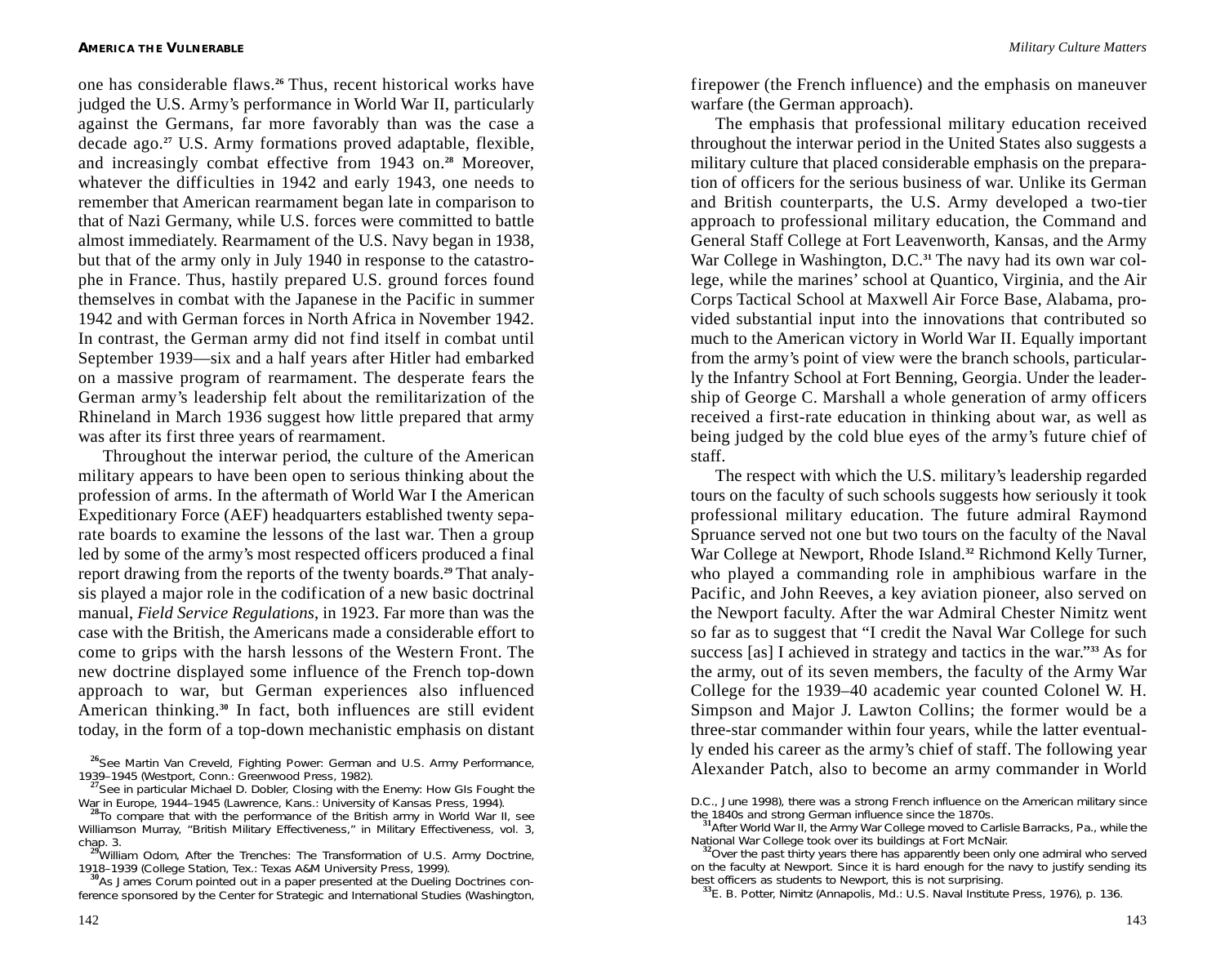one has considerable flaws.[26] Thus, recent historical works have judged the U.S. Army's performance in World War II, particularly against the Germans, far more favorably than was the case a decade ago.[27] U.S. Army formations proved adaptable, flexible, and increasingly combat effective from 1943 on.[28] Moreover, whatever the difficulties in 1942 and early 1943, one needs to remember that American rearmament began late in comparison to that of Nazi Germany, while U.S. forces were committed to battle almost immediately. Rearmament of the U.S. Navy began in 1938, but that of the army only in July 1940 in response to the catastrophe in France. Thus, hastily prepared U.S. ground forces found themselves in combat with the Japanese in the Pacific in summer 1942 and with German forces in North Africa in November 1942. In contrast, the German army did not find itself in combat until September 1939—six and a half years after Hitler had embarked on a massive program of rearmament. The desperate fears the German army's leadership felt about the remilitarization of the Rhineland in March 1936 suggest how little prepared that army was after its first three years of rearmament.

Throughout the interwar period, the culture of the American military appears to have been open to serious thinking about the profession of arms. In the aftermath of World War I the American Expeditionary Force (AEF) headquarters established twenty separate boards to examine the lessons of the last war. Then a group led by some of the army's most respected officers produced a final report drawing from the reports of the twenty boards.[29] That analysis played a major role in the codification of a new basic doctrinal manual, *Field Service Regulations*, in 1923. Far more than was the case with the British, the Americans made a considerable effort to come to grips with the harsh lessons of the Western Front. The new doctrine displayed some influence of the French top-down approach to war, but German experiences also influenced American thinking.[30] In fact, both influences are still evident today, in the form of a top-down mechanistic emphasis on distant firepower (the French influence) and the emphasis on maneuver warfare (the German approach).

The emphasis that professional military education received throughout the interwar period in the United States also suggests a military culture that placed considerable emphasis on the preparation of officers for the serious business of war. Unlike its German and British counterparts, the U.S. Army developed a two-tier approach to professional military education, the Command and General Staff College at Fort Leavenworth, Kansas, and the Army War College in Washington, D.C.[31] The navy had its own war college, while the marines' school at Quantico, Virginia, and the Air Corps Tactical School at Maxwell Air Force Base, Alabama, provided substantial input into the innovations that contributed so much to the American victory in World War II. Equally important from the army's point of view were the branch schools, particularly the Infantry School at Fort Benning, Georgia. Under the leadership of George C. Marshall a whole generation of army officers received a first-rate education in thinking about war, as well as being judged by the cold blue eyes of the army's future chief of staff.

The respect with which the U.S. military's leadership regarded tours on the faculty of such schools suggests how seriously it took professional military education. The future admiral Raymond Spruance served not one but two tours on the faculty of the Naval War College at Newport, Rhode Island.[32] Richmond Kelly Turner, who played a commanding role in amphibious warfare in the Pacific, and John Reeves, a key aviation pioneer, also served on the Newport faculty. After the war Admiral Chester Nimitz went so far as to suggest that "I credit the Naval War College for such success [as] I achieved in strategy and tactics in the war."[33] As for the army, out of its seven members, the faculty of the Army War College for the 1939–40 academic year counted Colonel W. H. Simpson and Major J. Lawton Collins; the former would be a three-star commander within four years, while the latter eventually ended his career as the army's chief of staff. The following year Alexander Patch, also to become an army commander in World

---

[26] See Martin Van Creveld, Fighting Power: German and U.S. Army Performance, 1939–1945 (Westport, Conn.: Greenwood Press, 1982).

[27] See in particular Michael D. Dobler, Closing with the Enemy: How GIs Fought the War in Europe, 1944–1945 (Lawrence, Kans.: University of Kansas Press, 1994).

[28] To compare that with the performance of the British army in World War II, see Williamson Murray, "British Military Effectiveness," in Military Effectiveness, vol. 3, chap. 3.

[29] William Odom, After the Trenches: The Transformation of U.S. Army Doctrine, 1918–1939 (College Station, Tex.: Texas A&M University Press, 1999).

[30] As James Corum pointed out in a paper presented at the Dueling Doctrines conference sponsored by the Center for Strategic and International Studies (Washington, D.C., June 1998), there was a strong French influence on the American military since the 1840s and strong German influence since the 1870s.

[31] After World War II, the Army War College moved to Carlisle Barracks, Pa., while the National War College took over its buildings at Fort McNair.

[32] Over the past thirty years there has apparently been only one admiral who served on the faculty at Newport. Since it is hard enough for the navy to justify sending its best officers as students to Newport, this is not surprising.

[33] E. B. Potter, Nimitz (Annapolis, Md.: U.S. Naval Institute Press, 1976), p. 136.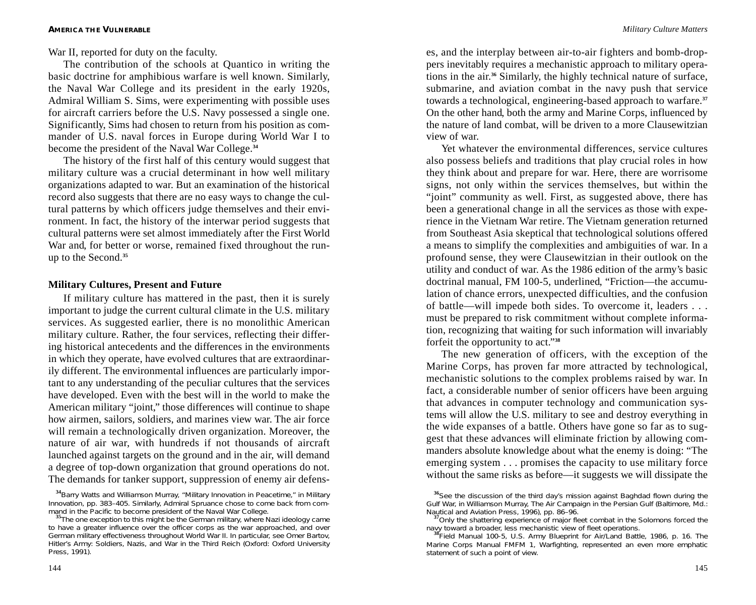War II, reported for duty on the faculty.

The contribution of the schools at Quantico in writing the basic doctrine for amphibious warfare is well known. Similarly, the Naval War College and its president in the early 1920s, Admiral William S. Sims, were experimenting with possible uses for aircraft carriers before the U.S. Navy possessed a single one. Significantly, Sims had chosen to return from his position as commander of U.S. naval forces in Europe during World War I to become the president of the Naval War College.[34]

The history of the first half of this century would suggest that military culture was a crucial determinant in how well military organizations adapted to war. But an examination of the historical record also suggests that there are no easy ways to change the cultural patterns by which officers judge themselves and their environment. In fact, the history of the interwar period suggests that cultural patterns were set almost immediately after the First World War and, for better or worse, remained fixed throughout the run-up to the Second.[35]

### Military Cultures, Present and Future

If military culture has mattered in the past, then it is surely important to judge the current cultural climate in the U.S. military services. As suggested earlier, there is no monolithic American military culture. Rather, the four services, reflecting their differing historical antecedents and the differences in the environments in which they operate, have evolved cultures that are extraordinarily different. The environmental influences are particularly important to any understanding of the peculiar cultures that the services have developed. Even with the best will in the world to make the American military "joint," those differences will continue to shape how airmen, sailors, soldiers, and marines view war. The air force will remain a technologically driven organization. Moreover, the nature of air war, with hundreds if not thousands of aircraft launched against targets on the ground and in the air, will demand a degree of top-down organization that ground operations do not. The demands for tanker support, suppression of enemy air defenses, and the interplay between air-to-air fighters and bomb-droppers inevitably requires a mechanistic approach to military operations in the air.[36] Similarly, the highly technical nature of surface, submarine, and aviation combat in the navy push that service towards a technological, engineering-based approach to warfare.[37] On the other hand, both the army and Marine Corps, influenced by the nature of land combat, will be driven to a more Clausewitzian view of war.

Yet whatever the environmental differences, service cultures also possess beliefs and traditions that play crucial roles in how they think about and prepare for war. Here, there are worrisome signs, not only within the services themselves, but within the "joint" community as well. First, as suggested above, there has been a generational change in all the services as those with experience in the Vietnam War retire. The Vietnam generation returned from Southeast Asia skeptical that technological solutions offered a means to simplify the complexities and ambiguities of war. In a profound sense, they were Clausewitzian in their outlook on the utility and conduct of war. As the 1986 edition of the army's basic doctrinal manual, FM 100-5, underlined, "Friction—the accumulation of chance errors, unexpected difficulties, and the confusion of battle—will impede both sides. To overcome it, leaders . . . must be prepared to risk commitment without complete information, recognizing that waiting for such information will invariably forfeit the opportunity to act."[38]

The new generation of officers, with the exception of the Marine Corps, has proven far more attracted by technological, mechanistic solutions to the complex problems raised by war. In fact, a considerable number of senior officers have been arguing that advances in computer technology and communication systems will allow the U.S. military to see and destroy everything in the wide expanses of a battle. Others have gone so far as to suggest that these advances will eliminate friction by allowing commanders absolute knowledge about what the enemy is doing: "The emerging system . . . promises the capacity to use military force without the same risks as before—it suggests we will dissipate the

---

[34] Barry Watts and Williamson Murray, "Military Innovation in Peacetime," in Military Innovation, pp. 383–405. Similarly, Admiral Spruance chose to come back from command in the Pacific to become president of the Naval War College.

[35] The one exception to this might be the German military, where Nazi ideology came to have a greater influence over the officer corps as the war approached, and over German military effectiveness throughout World War II. In particular, see Omer Bartov, Hitler's Army: Soldiers, Nazis, and War in the Third Reich (Oxford: Oxford University Press, 1991).

[36] See the discussion of the third day's mission against Baghdad flown during the Gulf War, in Williamson Murray, The Air Campaign in the Persian Gulf (Baltimore, Md.: Nautical and Aviation Press, 1996), pp. 86–96.

[37] Only the shattering experience of major fleet combat in the Solomons forced the navy toward a broader, less mechanistic view of fleet operations.

[38] Field Manual 100-5, U.S. Army Blueprint for Air/Land Battle, 1986, p. 16. The Marine Corps Manual FMFM 1, Warfighting, represented an even more emphatic statement of such a point of view.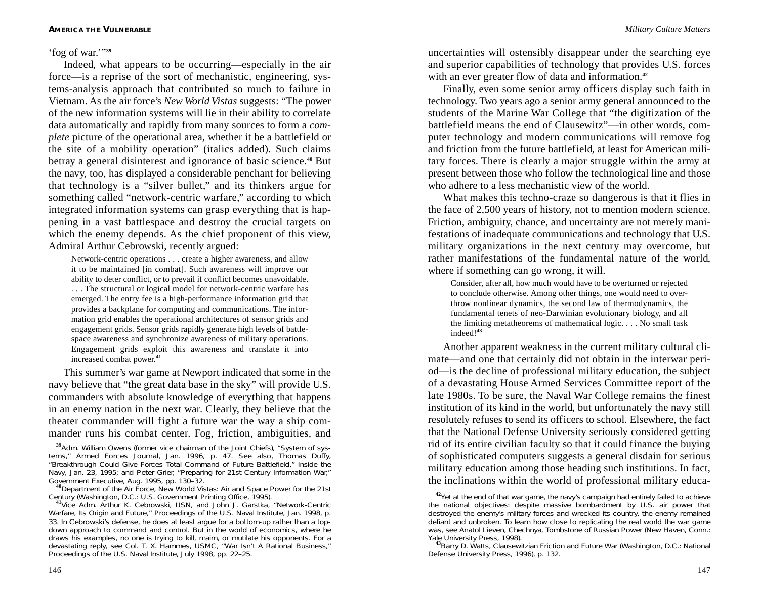'fog of war.'"[39]

Indeed, what appears to be occurring—especially in the air force—is a reprise of the sort of mechanistic, engineering, systems-analysis approach that contributed so much to failure in Vietnam. As the air force's *New World Vistas* suggests: "The power of the new information systems will lie in their ability to correlate data automatically and rapidly from many sources to form a *complete* picture of the operational area, whether it be a battlefield or the site of a mobility operation" (italics added). Such claims betray a general disinterest and ignorance of basic science.[40] But the navy, too, has displayed a considerable penchant for believing that technology is a "silver bullet," and its thinkers argue for something called "network-centric warfare," according to which integrated information systems can grasp everything that is happening in a vast battlespace and destroy the crucial targets on which the enemy depends. As the chief proponent of this view, Admiral Arthur Cebrowski, recently argued:

> Network-centric operations . . . create a higher awareness, and allow it to be maintained [in combat]. Such awareness will improve our ability to deter conflict, or to prevail if conflict becomes unavoidable. . . . The structural or logical model for network-centric warfare has emerged. The entry fee is a high-performance information grid that provides a backplane for computing and communications. The information grid enables the operational architectures of sensor grids and engagement grids. Sensor grids rapidly generate high levels of battlespace awareness and synchronize awareness of military operations. Engagement grids exploit this awareness and translate it into increased combat power.[41]

This summer's war game at Newport indicated that some in the navy believe that "the great data base in the sky" will provide U.S. commanders with absolute knowledge of everything that happens in an enemy nation in the next war. Clearly, they believe that the theater commander will fight a future war the way a ship commander runs his combat center. Fog, friction, ambiguities, and uncertainties will ostensibly disappear under the searching eye and superior capabilities of technology that provides U.S. forces with an ever greater flow of data and information.[42]

Finally, even some senior army officers display such faith in technology. Two years ago a senior army general announced to the students of the Marine War College that "the digitization of the battlefield means the end of Clausewitz"—in other words, computer technology and modern communications will remove fog and friction from the future battlefield, at least for American military forces. There is clearly a major struggle within the army at present between those who follow the technological line and those who adhere to a less mechanistic view of the world.

What makes this techno-craze so dangerous is that it flies in the face of 2,500 years of history, not to mention modern science. Friction, ambiguity, chance, and uncertainty are not merely manifestations of inadequate communications and technology that U.S. military organizations in the next century may overcome, but rather manifestations of the fundamental nature of the world, where if something can go wrong, it will.

> Consider, after all, how much would have to be overturned or rejected to conclude otherwise. Among other things, one would need to overthrow nonlinear dynamics, the second law of thermodynamics, the fundamental tenets of neo-Darwinian evolutionary biology, and all the limiting metatheorems of mathematical logic. . . . No small task indeed![43]

Another apparent weakness in the current military cultural climate—and one that certainly did not obtain in the interwar period—is the decline of professional military education, the subject of a devastating House Armed Services Committee report of the late 1980s. To be sure, the Naval War College remains the finest institution of its kind in the world, but unfortunately the navy still resolutely refuses to send its officers to school. Elsewhere, the fact that the National Defense University seriously considered getting rid of its entire civilian faculty so that it could finance the buying of sophisticated computers suggests a general disdain for serious military education among those heading such institutions. In fact, the inclinations within the world of professional military educa-

---

[39] Adm. William Owens (former vice chairman of the Joint Chiefs), "System of systems," Armed Forces Journal, Jan. 1996, p. 47. See also, Thomas Duffy, "Breakthrough Could Give Forces Total Command of Future Battlefield," Inside the Navy, Jan. 23, 1995; and Peter Grier, "Preparing for 21st-Century Information War," Government Executive, Aug. 1995, pp. 130–32.

[40] Department of the Air Force, New World Vistas: Air and Space Power for the 21st Century (Washington, D.C.: U.S. Government Printing Office, 1995).

[41] Vice Adm. Arthur K. Cebrowski, USN, and John J. Garstka, "Network-Centric Warfare, Its Origin and Future," Proceedings of the U.S. Naval Institute, Jan. 1998, p. 33. In Cebrowski's defense, he does at least argue for a bottom-up rather than a top-down approach to command and control. But in the world of economics, where he draws his examples, no one is trying to kill, maim, or mutilate his opponents. For a devastating reply, see Col. T. X. Hammes, USMC, "War Isn't A Rational Business," Proceedings of the U.S. Naval Institute, July 1998, pp. 22–25.

[42] Yet at the end of that war game, the navy's campaign had entirely failed to achieve the national objectives: despite massive bombardment by U.S. air power that destroyed the enemy's military forces and wrecked its country, the enemy remained defiant and unbroken. To learn how close to replicating the real world the war game was, see Anatol Lieven, Chechnya, Tombstone of Russian Power (New Haven, Conn.: Yale University Press, 1998).

[43] Barry D. Watts, Clausewitzian Friction and Future War (Washington, D.C.: National Defense University Press, 1996), p. 132.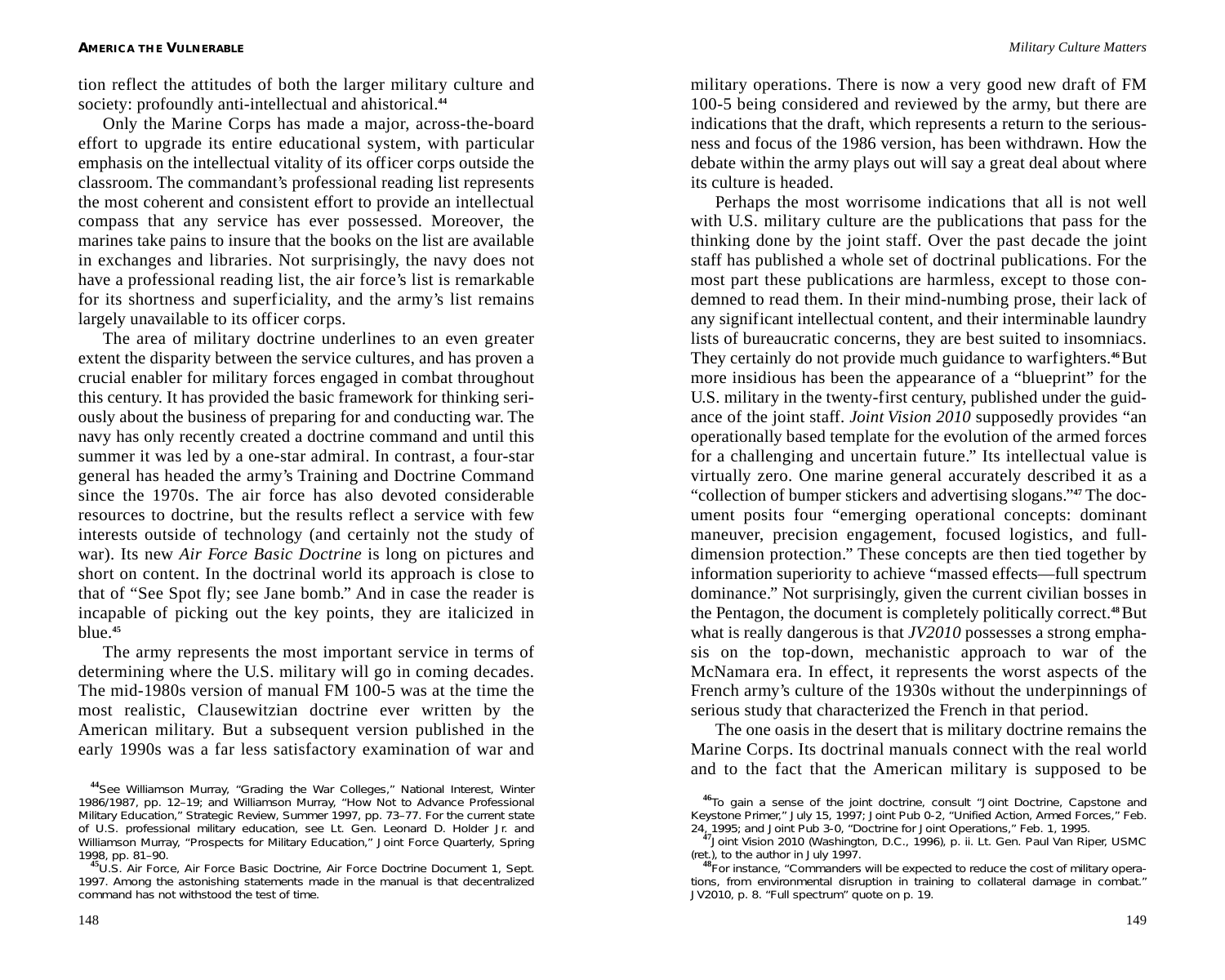tion reflect the attitudes of both the larger military culture and society: profoundly anti-intellectual and ahistorical.[44]

Only the Marine Corps has made a major, across-the-board effort to upgrade its entire educational system, with particular emphasis on the intellectual vitality of its officer corps outside the classroom. The commandant's professional reading list represents the most coherent and consistent effort to provide an intellectual compass that any service has ever possessed. Moreover, the marines take pains to insure that the books on the list are available in exchanges and libraries. Not surprisingly, the navy does not have a professional reading list, the air force's list is remarkable for its shortness and superficiality, and the army's list remains largely unavailable to its officer corps.

The area of military doctrine underlines to an even greater extent the disparity between the service cultures, and has proven a crucial enabler for military forces engaged in combat throughout this century. It has provided the basic framework for thinking seriously about the business of preparing for and conducting war. The navy has only recently created a doctrine command and until this summer it was led by a one-star admiral. In contrast, a four-star general has headed the army's Training and Doctrine Command since the 1970s. The air force has also devoted considerable resources to doctrine, but the results reflect a service with few interests outside of technology (and certainly not the study of war). Its new *Air Force Basic Doctrine* is long on pictures and short on content. In the doctrinal world its approach is close to that of "See Spot fly; see Jane bomb." And in case the reader is incapable of picking out the key points, they are italicized in blue.[45]

The army represents the most important service in terms of determining where the U.S. military will go in coming decades. The mid-1980s version of manual FM 100-5 was at the time the most realistic, Clausewitzian doctrine ever written by the American military. But a subsequent version published in the early 1990s was a far less satisfactory examination of war and military operations. There is now a very good new draft of FM 100-5 being considered and reviewed by the army, but there are indications that the draft, which represents a return to the seriousness and focus of the 1986 version, has been withdrawn. How the debate within the army plays out will say a great deal about where its culture is headed.

Perhaps the most worrisome indications that all is not well with U.S. military culture are the publications that pass for the thinking done by the joint staff. Over the past decade the joint staff has published a whole set of doctrinal publications. For the most part these publications are harmless, except to those condemned to read them. In their mind-numbing prose, their lack of any significant intellectual content, and their interminable laundry lists of bureaucratic concerns, they are best suited to insomniacs. They certainly do not provide much guidance to warfighters.[46] But more insidious has been the appearance of a "blueprint" for the U.S. military in the twenty-first century, published under the guidance of the joint staff. *Joint Vision 2010* supposedly provides "an operationally based template for the evolution of the armed forces for a challenging and uncertain future." Its intellectual value is virtually zero. One marine general accurately described it as a "collection of bumper stickers and advertising slogans."[47] The document posits four "emerging operational concepts: dominant maneuver, precision engagement, focused logistics, and full-dimension protection." These concepts are then tied together by information superiority to achieve "massed effects—full spectrum dominance." Not surprisingly, given the current civilian bosses in the Pentagon, the document is completely politically correct.[48] But what is really dangerous is that *JV2010* possesses a strong emphasis on the top-down, mechanistic approach to war of the McNamara era. In effect, it represents the worst aspects of the French army's culture of the 1930s without the underpinnings of serious study that characterized the French in that period.

The one oasis in the desert that is military doctrine remains the Marine Corps. Its doctrinal manuals connect with the real world and to the fact that the American military is supposed to be

---

[44] See Williamson Murray, "Grading the War Colleges," National Interest, Winter 1986/1987, pp. 12–19; and Williamson Murray, "How Not to Advance Professional Military Education," Strategic Review, Summer 1997, pp. 73–77. For the current state of U.S. professional military education, see Lt. Gen. Leonard D. Holder Jr. and Williamson Murray, "Prospects for Military Education," Joint Force Quarterly, Spring 1998, pp. 81–90.

[45] U.S. Air Force, Air Force Basic Doctrine, Air Force Doctrine Document 1, Sept. 1997. Among the astonishing statements made in the manual is that decentralized command has not withstood the test of time.

[46] To gain a sense of the joint doctrine, consult "Joint Doctrine, Capstone and Keystone Primer," July 15, 1997; Joint Pub 0-2, "Unified Action, Armed Forces," Feb. 24, 1995; and Joint Pub 3-0, "Doctrine for Joint Operations," Feb. 1, 1995.

[47] Joint Vision 2010 (Washington, D.C., 1996), p. ii. Lt. Gen. Paul Van Riper, USMC (ret.), to the author in July 1997.

[48] For instance, "Commanders will be expected to reduce the cost of military operations, from environmental disruption in training to collateral damage in combat." JV2010, p. 8. "Full spectrum" quote on p. 19.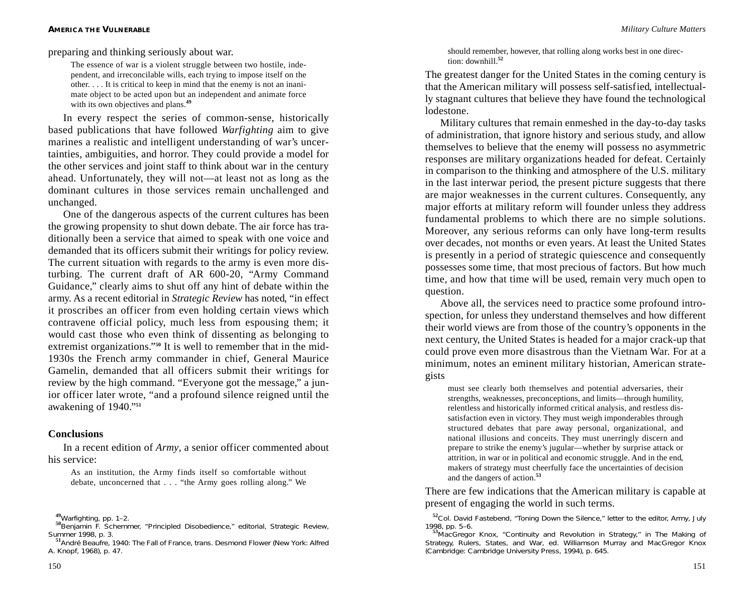preparing and thinking seriously about war.

> The essence of war is a violent struggle between two hostile, independent, and irreconcilable wills, each trying to impose itself on the other. . . . It is critical to keep in mind that the enemy is not an inanimate object to be acted upon but an independent and animate force with its own objectives and plans.[49]

In every respect the series of common-sense, historically based publications that have followed *Warfighting* aim to give marines a realistic and intelligent understanding of war's uncertainties, ambiguities, and horror. They could provide a model for the other services and joint staff to think about war in the century ahead. Unfortunately, they will not—at least not as long as the dominant cultures in those services remain unchallenged and unchanged.

One of the dangerous aspects of the current cultures has been the growing propensity to shut down debate. The air force has traditionally been a service that aimed to speak with one voice and demanded that its officers submit their writings for policy review. The current situation with regards to the army is even more disturbing. The current draft of AR 600-20, "Army Command Guidance," clearly aims to shut off any hint of debate within the army. As a recent editorial in *Strategic Review* has noted, "in effect it proscribes an officer from even holding certain views which contravene official policy, much less from espousing them; it would cast those who even think of dissenting as belonging to extremist organizations."[50] It is well to remember that in the mid-1930s the French army commander in chief, General Maurice Gamelin, demanded that all officers submit their writings for review by the high command. "Everyone got the message," a junior officer later wrote, "and a profound silence reigned until the awakening of 1940."[51]

### Conclusions

In a recent edition of *Army*, a senior officer commented about his service:

> As an institution, the Army finds itself so comfortable without debate, unconcerned that . . . "the Army goes rolling along." We should remember, however, that rolling along works best in one direction: downhill.[52]

The greatest danger for the United States in the coming century is that the American military will possess self-satisfied, intellectually stagnant cultures that believe they have found the technological lodestone.

Military cultures that remain enmeshed in the day-to-day tasks of administration, that ignore history and serious study, and allow themselves to believe that the enemy will possess no asymmetric responses are military organizations headed for defeat. Certainly in comparison to the thinking and atmosphere of the U.S. military in the last interwar period, the present picture suggests that there are major weaknesses in the current cultures. Consequently, any major efforts at military reform will founder unless they address fundamental problems to which there are no simple solutions. Moreover, any serious reforms can only have long-term results over decades, not months or even years. At least the United States is presently in a period of strategic quiescence and consequently possesses some time, that most precious of factors. But how much time, and how that time will be used, remain very much open to question.

Above all, the services need to practice some profound introspection, for unless they understand themselves and how different their world views are from those of the country's opponents in the next century, the United States is headed for a major crack-up that could prove even more disastrous than the Vietnam War. For at a minimum, notes an eminent military historian, American strategists

> must see clearly both themselves and potential adversaries, their strengths, weaknesses, preconceptions, and limits—through humility, relentless and historically informed critical analysis, and restless dissatisfaction even in victory. They must weigh imponderables through structured debates that pare away personal, organizational, and national illusions and conceits. They must unerringly discern and prepare to strike the enemy's jugular—whether by surprise attack or attrition, in war or in political and economic struggle. And in the end, makers of strategy must cheerfully face the uncertainties of decision and the dangers of action.[53]

There are few indications that the American military is capable at present of engaging the world in such terms.

---

[49] Warfighting, pp. 1–2.

[50] Benjamin F. Schemmer, "Principled Disobedience," editorial, Strategic Review, Summer 1998, p. 3.

[51] André Beaufre, 1940: The Fall of France, trans. Desmond Flower (New York: Alfred A. Knopf, 1968), p. 47.

[52] Col. David Fastebend, "Toning Down the Silence," letter to the editor, Army, July 1998, pp. 5–6.

[53] MacGregor Knox, "Continuity and Revolution in Strategy," in The Making of Strategy, Rulers, States, and War, ed. Williamson Murray and MacGregor Knox (Cambridge: Cambridge University Press, 1994), p. 645.